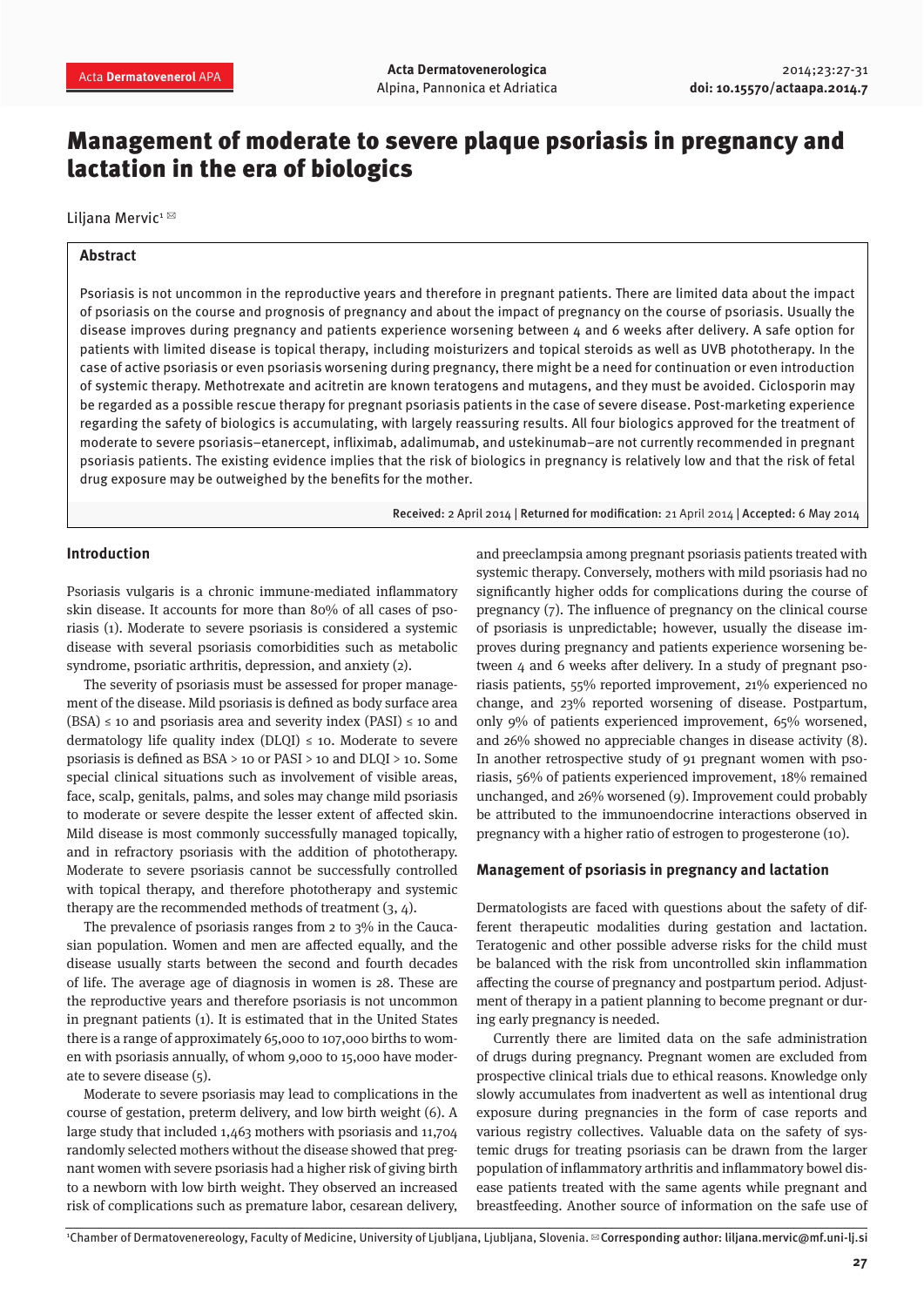# Management of moderate to severe plaque psoriasis in pregnancy and lactation in the era of biologics

Liljana Mervic[1] ✉

## Abstract

Psoriasis is not uncommon in the reproductive years and therefore in pregnant patients. There are limited data about the impact of psoriasis on the course and prognosis of pregnancy and about the impact of pregnancy on the course of psoriasis. Usually the disease improves during pregnancy and patients experience worsening between 4 and 6 weeks after delivery. A safe option for patients with limited disease is topical therapy, including moisturizers and topical steroids as well as UVB phototherapy. In the case of active psoriasis or even psoriasis worsening during pregnancy, there might be a need for continuation or even introduction of systemic therapy. Methotrexate and acitretin are known teratogens and mutagens, and they must be avoided. Ciclosporin may be regarded as a possible rescue therapy for pregnant psoriasis patients in the case of severe disease. Post-marketing experience regarding the safety of biologics is accumulating, with largely reassuring results. All four biologics approved for the treatment of moderate to severe psoriasis–etanercept, infliximab, adalimumab, and ustekinumab–are not currently recommended in pregnant psoriasis patients. The existing evidence implies that the risk of biologics in pregnancy is relatively low and that the risk of fetal drug exposure may be outweighed by the benefits for the mother.

**Received:** 2 April 2014 | **Returned for modification:** 21 April 2014 | **Accepted:** 6 May 2014

## Introduction

Psoriasis vulgaris is a chronic immune-mediated inflammatory skin disease. It accounts for more than 80% of all cases of psoriasis (1). Moderate to severe psoriasis is considered a systemic disease with several psoriasis comorbidities such as metabolic syndrome, psoriatic arthritis, depression, and anxiety (2).

The severity of psoriasis must be assessed for proper management of the disease. Mild psoriasis is defined as body surface area (BSA) ≤ 10 and psoriasis area and severity index (PASI) ≤ 10 and dermatology life quality index (DLQI) ≤ 10. Moderate to severe psoriasis is defined as BSA > 10 or PASI > 10 and DLQI > 10. Some special clinical situations such as involvement of visible areas, face, scalp, genitals, palms, and soles may change mild psoriasis to moderate or severe despite the lesser extent of affected skin. Mild disease is most commonly successfully managed topically, and in refractory psoriasis with the addition of phototherapy. Moderate to severe psoriasis cannot be successfully controlled with topical therapy, and therefore phototherapy and systemic therapy are the recommended methods of treatment (3, 4).

The prevalence of psoriasis ranges from 2 to 3% in the Caucasian population. Women and men are affected equally, and the disease usually starts between the second and fourth decades of life. The average age of diagnosis in women is 28. These are the reproductive years and therefore psoriasis is not uncommon in pregnant patients (1). It is estimated that in the United States there is a range of approximately 65,000 to 107,000 births to women with psoriasis annually, of whom 9,000 to 15,000 have moderate to severe disease (5).

Moderate to severe psoriasis may lead to complications in the course of gestation, preterm delivery, and low birth weight (6). A large study that included 1,463 mothers with psoriasis and 11,704 randomly selected mothers without the disease showed that pregnant women with severe psoriasis had a higher risk of giving birth to a newborn with low birth weight. They observed an increased risk of complications such as premature labor, cesarean delivery, and preeclampsia among pregnant psoriasis patients treated with systemic therapy. Conversely, mothers with mild psoriasis had no significantly higher odds for complications during the course of pregnancy (7). The influence of pregnancy on the clinical course of psoriasis is unpredictable; however, usually the disease improves during pregnancy and patients experience worsening between 4 and 6 weeks after delivery. In a study of pregnant psoriasis patients, 55% reported improvement, 21% experienced no change, and 23% reported worsening of disease. Postpartum, only 9% of patients experienced improvement, 65% worsened, and 26% showed no appreciable changes in disease activity (8). In another retrospective study of 91 pregnant women with psoriasis, 56% of patients experienced improvement, 18% remained unchanged, and 26% worsened (9). Improvement could probably be attributed to the immunoendocrine interactions observed in pregnancy with a higher ratio of estrogen to progesterone (10).

## Management of psoriasis in pregnancy and lactation

Dermatologists are faced with questions about the safety of different therapeutic modalities during gestation and lactation. Teratogenic and other possible adverse risks for the child must be balanced with the risk from uncontrolled skin inflammation affecting the course of pregnancy and postpartum period. Adjustment of therapy in a patient planning to become pregnant or during early pregnancy is needed.

Currently there are limited data on the safe administration of drugs during pregnancy. Pregnant women are excluded from prospective clinical trials due to ethical reasons. Knowledge only slowly accumulates from inadvertent as well as intentional drug exposure during pregnancies in the form of case reports and various registry collectives. Valuable data on the safety of systemic drugs for treating psoriasis can be drawn from the larger population of inflammatory arthritis and inflammatory bowel disease patients treated with the same agents while pregnant and breastfeeding. Another source of information on the safe use of

[1]Chamber of Dermatovenereology, Faculty of Medicine, University of Ljubljana, Ljubljana, Slovenia. ✉Corresponding author: liljana.mervic@mf.uni-lj.si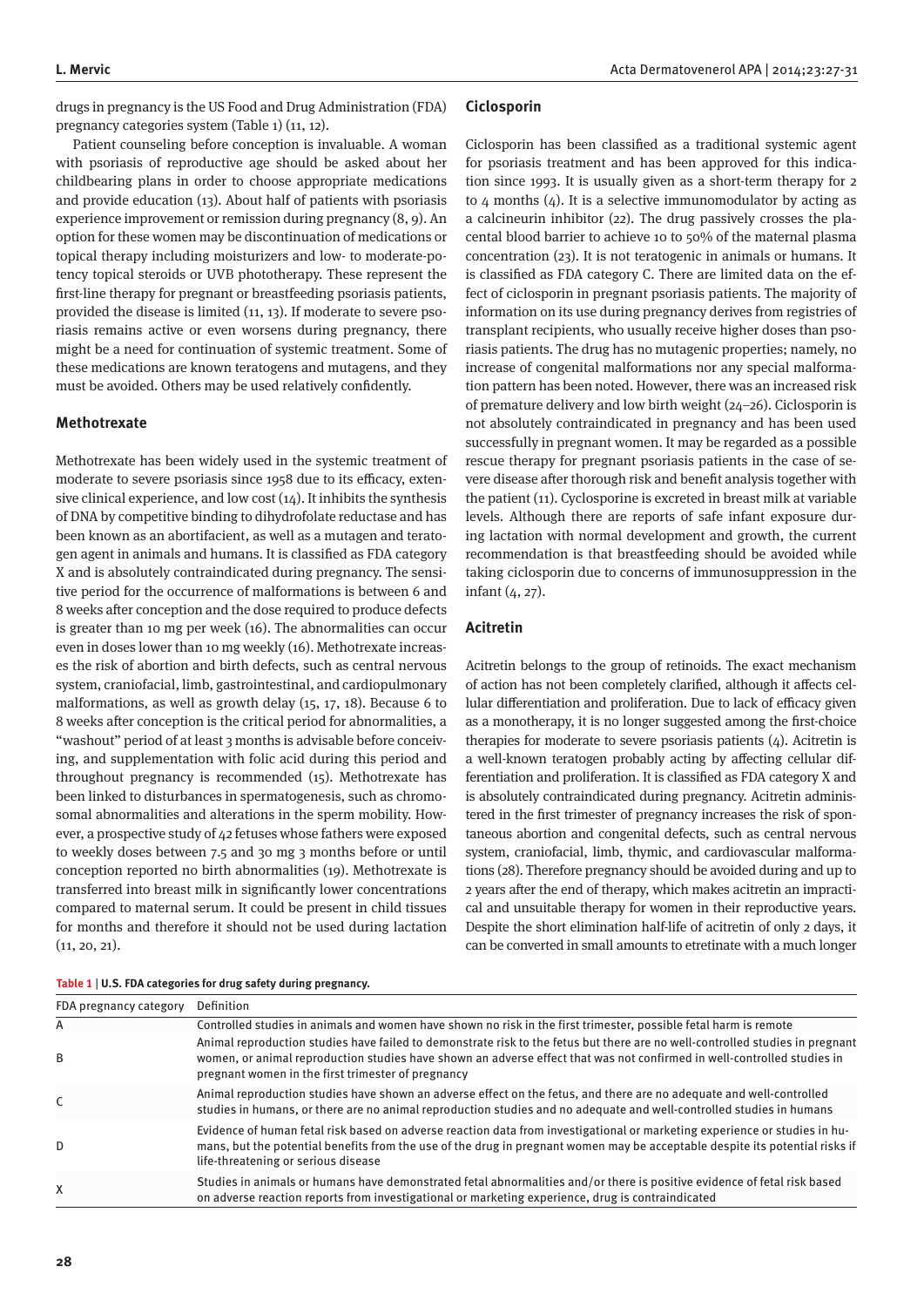drugs in pregnancy is the US Food and Drug Administration (FDA) pregnancy categories system (Table 1) (11, 12).

Patient counseling before conception is invaluable. A woman with psoriasis of reproductive age should be asked about her childbearing plans in order to choose appropriate medications and provide education (13). About half of patients with psoriasis experience improvement or remission during pregnancy (8, 9). An option for these women may be discontinuation of medications or topical therapy including moisturizers and low- to moderate-potency topical steroids or UVB phototherapy. These represent the first-line therapy for pregnant or breastfeeding psoriasis patients, provided the disease is limited (11, 13). If moderate to severe psoriasis remains active or even worsens during pregnancy, there might be a need for continuation of systemic treatment. Some of these medications are known teratogens and mutagens, and they must be avoided. Others may be used relatively confidently.

### Methotrexate

Methotrexate has been widely used in the systemic treatment of moderate to severe psoriasis since 1958 due to its efficacy, extensive clinical experience, and low cost (14). It inhibits the synthesis of DNA by competitive binding to dihydrofolate reductase and has been known as an abortifacient, as well as a mutagen and teratogen agent in animals and humans. It is classified as FDA category X and is absolutely contraindicated during pregnancy. The sensitive period for the occurrence of malformations is between 6 and 8 weeks after conception and the dose required to produce defects is greater than 10 mg per week (16). The abnormalities can occur even in doses lower than 10 mg weekly (16). Methotrexate increases the risk of abortion and birth defects, such as central nervous system, craniofacial, limb, gastrointestinal, and cardiopulmonary malformations, as well as growth delay (15, 17, 18). Because 6 to 8 weeks after conception is the critical period for abnormalities, a "washout" period of at least 3 months is advisable before conceiving, and supplementation with folic acid during this period and throughout pregnancy is recommended (15). Methotrexate has been linked to disturbances in spermatogenesis, such as chromosomal abnormalities and alterations in the sperm mobility. However, a prospective study of 42 fetuses whose fathers were exposed to weekly doses between 7.5 and 30 mg 3 months before or until conception reported no birth abnormalities (19). Methotrexate is transferred into breast milk in significantly lower concentrations compared to maternal serum. It could be present in child tissues for months and therefore it should not be used during lactation (11, 20, 21).

### Ciclosporin

Ciclosporin has been classified as a traditional systemic agent for psoriasis treatment and has been approved for this indication since 1993. It is usually given as a short-term therapy for 2 to 4 months (4). It is a selective immunomodulator by acting as a calcineurin inhibitor (22). The drug passively crosses the placental blood barrier to achieve 10 to 50% of the maternal plasma concentration (23). It is not teratogenic in animals or humans. It is classified as FDA category C. There are limited data on the effect of ciclosporin in pregnant psoriasis patients. The majority of information on its use during pregnancy derives from registries of transplant recipients, who usually receive higher doses than psoriasis patients. The drug has no mutagenic properties; namely, no increase of congenital malformations nor any special malformation pattern has been noted. However, there was an increased risk of premature delivery and low birth weight (24–26). Ciclosporin is not absolutely contraindicated in pregnancy and has been used successfully in pregnant women. It may be regarded as a possible rescue therapy for pregnant psoriasis patients in the case of severe disease after thorough risk and benefit analysis together with the patient (11). Cyclosporine is excreted in breast milk at variable levels. Although there are reports of safe infant exposure during lactation with normal development and growth, the current recommendation is that breastfeeding should be avoided while taking ciclosporin due to concerns of immunosuppression in the infant (4, 27).

### Acitretin

Acitretin belongs to the group of retinoids. The exact mechanism of action has not been completely clarified, although it affects cellular differentiation and proliferation. Due to lack of efficacy given as a monotherapy, it is no longer suggested among the first-choice therapies for moderate to severe psoriasis patients (4). Acitretin is a well-known teratogen probably acting by affecting cellular differentiation and proliferation. It is classified as FDA category X and is absolutely contraindicated during pregnancy. Acitretin administered in the first trimester of pregnancy increases the risk of spontaneous abortion and congenital defects, such as central nervous system, craniofacial, limb, thymic, and cardiovascular malformations (28). Therefore pregnancy should be avoided during and up to 2 years after the end of therapy, which makes acitretin an impractical and unsuitable therapy for women in their reproductive years. Despite the short elimination half-life of acitretin of only 2 days, it can be converted in small amounts to etretinate with a much longer

**Table 1** | **U.S. FDA categories for drug safety during pregnancy.**

| FDA pregnancy category | Definition |
| --- | --- |
| A | Controlled studies in animals and women have shown no risk in the first trimester, possible fetal harm is remote |
| B | Animal reproduction studies have failed to demonstrate risk to the fetus but there are no well-controlled studies in pregnant women, or animal reproduction studies have shown an adverse effect that was not confirmed in well-controlled studies in pregnant women in the first trimester of pregnancy |
| C | Animal reproduction studies have shown an adverse effect on the fetus, and there are no adequate and well-controlled studies in humans, or there are no animal reproduction studies and no adequate and well-controlled studies in humans |
| D | Evidence of human fetal risk based on adverse reaction data from investigational or marketing experience or studies in humans, but the potential benefits from the use of the drug in pregnant women may be acceptable despite its potential risks if life-threatening or serious disease |
| X | Studies in animals or humans have demonstrated fetal abnormalities and/or there is positive evidence of fetal risk based on adverse reaction reports from investigational or marketing experience, drug is contraindicated |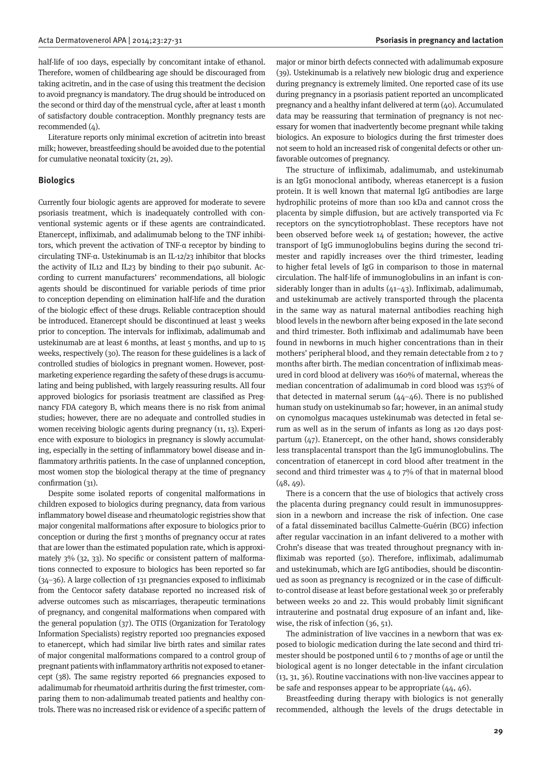half-life of 100 days, especially by concomitant intake of ethanol. Therefore, women of childbearing age should be discouraged from taking acitretin, and in the case of using this treatment the decision to avoid pregnancy is mandatory. The drug should be introduced on the second or third day of the menstrual cycle, after at least 1 month of satisfactory double contraception. Monthly pregnancy tests are recommended (4).

Literature reports only minimal excretion of acitretin into breast milk; however, breastfeeding should be avoided due to the potential for cumulative neonatal toxicity (21, 29).

## Biologics

Currently four biologic agents are approved for moderate to severe psoriasis treatment, which is inadequately controlled with conventional systemic agents or if these agents are contraindicated. Etanercept, infliximab, and adalimumab belong to the TNF inhibitors, which prevent the activation of TNF-α receptor by binding to circulating TNF-α. Ustekinumab is an IL-12/23 inhibitor that blocks the activity of IL12 and IL23 by binding to their p40 subunit. According to current manufacturers' recommendations, all biologic agents should be discontinued for variable periods of time prior to conception depending on elimination half-life and the duration of the biologic effect of these drugs. Reliable contraception should be introduced. Etanercept should be discontinued at least 3 weeks prior to conception. The intervals for infliximab, adalimumab and ustekinumab are at least 6 months, at least 5 months, and up to 15 weeks, respectively (30). The reason for these guidelines is a lack of controlled studies of biologics in pregnant women. However, postmarketing experience regarding the safety of these drugs is accumulating and being published, with largely reassuring results. All four approved biologics for psoriasis treatment are classified as Pregnancy FDA category B, which means there is no risk from animal studies; however, there are no adequate and controlled studies in women receiving biologic agents during pregnancy (11, 13). Experience with exposure to biologics in pregnancy is slowly accumulating, especially in the setting of inflammatory bowel disease and inflammatory arthritis patients. In the case of unplanned conception, most women stop the biological therapy at the time of pregnancy confirmation (31).

Despite some isolated reports of congenital malformations in children exposed to biologics during pregnancy, data from various inflammatory bowel disease and rheumatologic registries show that major congenital malformations after exposure to biologics prior to conception or during the first 3 months of pregnancy occur at rates that are lower than the estimated population rate, which is approximately 3% (32, 33). No specific or consistent pattern of malformations connected to exposure to biologics has been reported so far (34–36). A large collection of 131 pregnancies exposed to infliximab from the Centocor safety database reported no increased risk of adverse outcomes such as miscarriages, therapeutic terminations of pregnancy, and congenital malformations when compared with the general population (37). The OTIS (Organization for Teratology Information Specialists) registry reported 100 pregnancies exposed to etanercept, which had similar live birth rates and similar rates of major congenital malformations compared to a control group of pregnant patients with inflammatory arthritis not exposed to etanercept (38). The same registry reported 66 pregnancies exposed to adalimumab for rheumatoid arthritis during the first trimester, comparing them to non-adalimumab treated patients and healthy controls. There was no increased risk or evidence of a specific pattern of major or minor birth defects connected with adalimumab exposure (39). Ustekinumab is a relatively new biologic drug and experience during pregnancy is extremely limited. One reported case of its use during pregnancy in a psoriasis patient reported an uncomplicated pregnancy and a healthy infant delivered at term (40). Accumulated data may be reassuring that termination of pregnancy is not necessary for women that inadvertently become pregnant while taking biologics. An exposure to biologics during the first trimester does not seem to hold an increased risk of congenital defects or other unfavorable outcomes of pregnancy.

The structure of infliximab, adalimumab, and ustekinumab is an IgG1 monoclonal antibody, whereas etanercept is a fusion protein. It is well known that maternal IgG antibodies are large hydrophilic proteins of more than 100 kDa and cannot cross the placenta by simple diffusion, but are actively transported via Fc receptors on the syncytiotrophoblast. These receptors have not been observed before week 14 of gestation; however, the active transport of IgG immunoglobulins begins during the second trimester and rapidly increases over the third trimester, leading to higher fetal levels of IgG in comparison to those in maternal circulation. The half-life of immunoglobulins in an infant is considerably longer than in adults (41–43). Infliximab, adalimumab, and ustekinumab are actively transported through the placenta in the same way as natural maternal antibodies reaching high blood levels in the newborn after being exposed in the late second and third trimester. Both infliximab and adalimumab have been found in newborns in much higher concentrations than in their mothers' peripheral blood, and they remain detectable from 2 to 7 months after birth. The median concentration of infliximab measured in cord blood at delivery was 160% of maternal, whereas the median concentration of adalimumab in cord blood was 153% of that detected in maternal serum (44–46). There is no published human study on ustekinumab so far; however, in an animal study on cynomolgus macaques ustekinumab was detected in fetal serum as well as in the serum of infants as long as 120 days postpartum (47). Etanercept, on the other hand, shows considerably less transplacental transport than the IgG immunoglobulins. The concentration of etanercept in cord blood after treatment in the second and third trimester was 4 to 7% of that in maternal blood (48, 49).

There is a concern that the use of biologics that actively cross the placenta during pregnancy could result in immunosuppression in a newborn and increase the risk of infection. One case of a fatal disseminated bacillus Calmette-Guérin (BCG) infection after regular vaccination in an infant delivered to a mother with Crohn's disease that was treated throughout pregnancy with infliximab was reported (50). Therefore, infliximab, adalimumab and ustekinumab, which are IgG antibodies, should be discontinued as soon as pregnancy is recognized or in the case of difficult-to-control disease at least before gestational week 30 or preferably between weeks 20 and 22. This would probably limit significant intrauterine and postnatal drug exposure of an infant and, likewise, the risk of infection (36, 51).

The administration of live vaccines in a newborn that was exposed to biologic medication during the late second and third trimester should be postponed until 6 to 7 months of age or until the biological agent is no longer detectable in the infant circulation (13, 31, 36). Routine vaccinations with non-live vaccines appear to be safe and responses appear to be appropriate (44, 46).

Breastfeeding during therapy with biologics is not generally recommended, although the levels of the drugs detectable in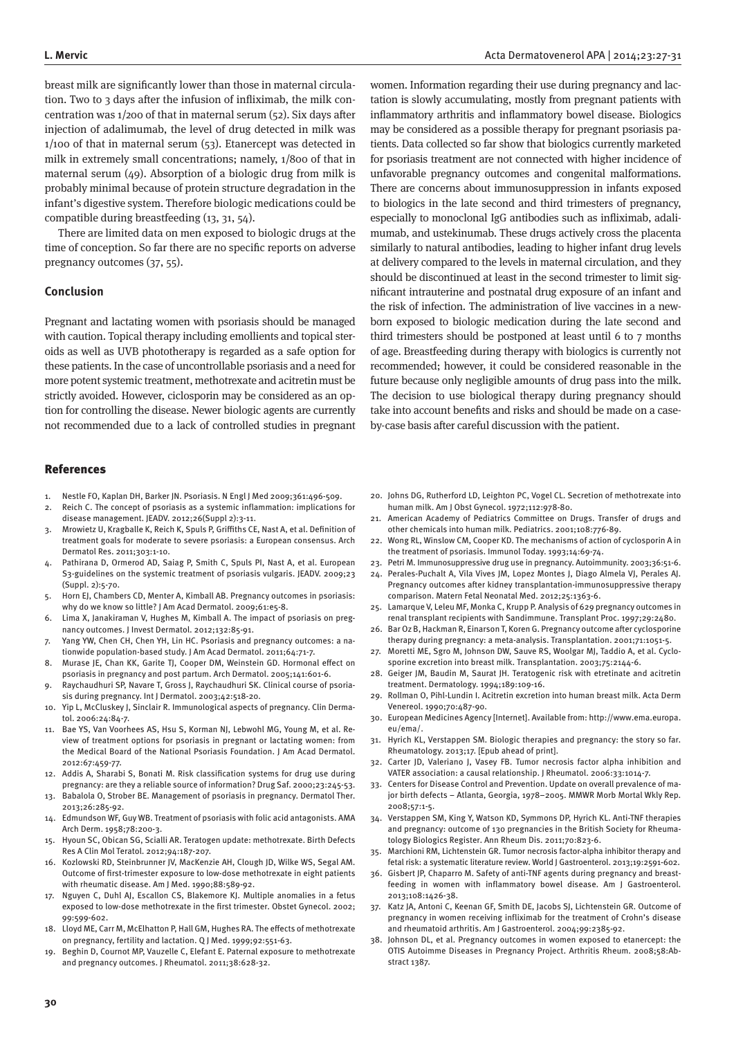breast milk are significantly lower than those in maternal circulation. Two to 3 days after the infusion of infliximab, the milk concentration was 1/200 of that in maternal serum (52). Six days after injection of adalimumab, the level of drug detected in milk was 1/100 of that in maternal serum (53). Etanercept was detected in milk in extremely small concentrations; namely, 1/800 of that in maternal serum (49). Absorption of a biologic drug from milk is probably minimal because of protein structure degradation in the infant's digestive system. Therefore biologic medications could be compatible during breastfeeding (13, 31, 54).

There are limited data on men exposed to biologic drugs at the time of conception. So far there are no specific reports on adverse pregnancy outcomes (37, 55).

## Conclusion

Pregnant and lactating women with psoriasis should be managed with caution. Topical therapy including emollients and topical steroids as well as UVB phototherapy is regarded as a safe option for these patients. In the case of uncontrollable psoriasis and a need for more potent systemic treatment, methotrexate and acitretin must be strictly avoided. However, ciclosporin may be considered as an option for controlling the disease. Newer biologic agents are currently not recommended due to a lack of controlled studies in pregnant women. Information regarding their use during pregnancy and lactation is slowly accumulating, mostly from pregnant patients with inflammatory arthritis and inflammatory bowel disease. Biologics may be considered as a possible therapy for pregnant psoriasis patients. Data collected so far show that biologics currently marketed for psoriasis treatment are not connected with higher incidence of unfavorable pregnancy outcomes and congenital malformations. There are concerns about immunosuppression in infants exposed to biologics in the late second and third trimesters of pregnancy, especially to monoclonal IgG antibodies such as infliximab, adalimumab, and ustekinumab. These drugs actively cross the placenta similarly to natural antibodies, leading to higher infant drug levels at delivery compared to the levels in maternal circulation, and they should be discontinued at least in the second trimester to limit significant intrauterine and postnatal drug exposure of an infant and the risk of infection. The administration of live vaccines in a newborn exposed to biologic medication during the late second and third trimesters should be postponed at least until 6 to 7 months of age. Breastfeeding during therapy with biologics is currently not recommended; however, it could be considered reasonable in the future because only negligible amounts of drug pass into the milk. The decision to use biological therapy during pregnancy should take into account benefits and risks and should be made on a case-by-case basis after careful discussion with the patient.

## References

1. Nestle FO, Kaplan DH, Barker JN. Psoriasis. N Engl J Med 2009;361:496-509.
2. Reich C. The concept of psoriasis as a systemic inflammation: implications for disease management. JEADV. 2012;26(Suppl 2):3-11.
3. Mrowietz U, Kragballe K, Reich K, Spuls P, Griffiths CE, Nast A, et al. Definition of treatment goals for moderate to severe psoriasis: a European consensus. Arch Dermatol Res. 2011;303:1-10.
4. Pathirana D, Ormerod AD, Saiag P, Smith C, Spuls PI, Nast A, et al. European S3-guidelines on the systemic treatment of psoriasis vulgaris. JEADV. 2009;23 (Suppl. 2):5-70.
5. Horn EJ, Chambers CD, Menter A, Kimball AB. Pregnancy outcomes in psoriasis: why do we know so little? J Am Acad Dermatol. 2009;61:e5-8.
6. Lima X, Janakiraman V, Hughes M, Kimball A. The impact of psoriasis on pregnancy outcomes. J Invest Dermatol. 2012;132:85-91.
7. Yang YW, Chen CH, Chen YH, Lin HC. Psoriasis and pregnancy outcomes: a nationwide population-based study. J Am Acad Dermatol. 2011;64:71-7.
8. Murase JE, Chan KK, Garite TJ, Cooper DM, Weinstein GD. Hormonal effect on psoriasis in pregnancy and post partum. Arch Dermatol. 2005;141:601-6.
9. Raychaudhuri SP, Navare T, Gross J, Raychaudhuri SK. Clinical course of psoriasis during pregnancy. Int J Dermatol. 2003;42:518-20.
10. Yip L, McCluskey J, Sinclair R. Immunological aspects of pregnancy. Clin Dermatol. 2006:24:84-7.
11. Bae YS, Van Voorhees AS, Hsu S, Korman NJ, Lebwohl MG, Young M, et al. Review of treatment options for psoriasis in pregnant or lactating women: from the Medical Board of the National Psoriasis Foundation. J Am Acad Dermatol. 2012:67:459-77.
12. Addis A, Sharabi S, Bonati M. Risk classification systems for drug use during pregnancy: are they a reliable source of information? Drug Saf. 2000;23:245-53.
13. Babalola O, Strober BE. Management of psoriasis in pregnancy. Dermatol Ther. 2013;26:285-92.
14. Edmundson WF, Guy WB. Treatment of psoriasis with folic acid antagonists. AMA Arch Derm. 1958;78:200-3.
15. Hyoun SC, Obican SG, Scialli AR. Teratogen update: methotrexate. Birth Defects Res A Clin Mol Teratol. 2012;94:187-207.
16. Kozlowski RD, Steinbrunner JV, MacKenzie AH, Clough JD, Wilke WS, Segal AM. Outcome of first-trimester exposure to low-dose methotrexate in eight patients with rheumatic disease. Am J Med. 1990;88:589-92.
17. Nguyen C, Duhl AJ, Escallon CS, Blakemore KJ. Multiple anomalies in a fetus exposed to low-dose methotrexate in the first trimester. Obstet Gynecol. 2002; 99:599-602.
18. Lloyd ME, Carr M, McElhatton P, Hall GM, Hughes RA. The effects of methotrexate on pregnancy, fertility and lactation. Q J Med. 1999;92:551-63.
19. Beghin D, Cournot MP, Vauzelle C, Elefant E. Paternal exposure to methotrexate and pregnancy outcomes. J Rheumatol. 2011;38:628-32.
20. Johns DG, Rutherford LD, Leighton PC, Vogel CL. Secretion of methotrexate into human milk. Am J Obst Gynecol. 1972;112:978-80.
21. American Academy of Pediatrics Committee on Drugs. Transfer of drugs and other chemicals into human milk. Pediatrics. 2001;108:776-89.
22. Wong RL, Winslow CM, Cooper KD. The mechanisms of action of cyclosporin A in the treatment of psoriasis. Immunol Today. 1993;14:69-74.
23. Petri M. Immunosuppressive drug use in pregnancy. Autoimmunity. 2003;36:51-6.
24. Perales-Puchalt A, Vila Vives JM, Lopez Montes J, Diago Almela VJ, Perales AJ. Pregnancy outcomes after kidney transplantation-immunosuppressive therapy comparison. Matern Fetal Neonatal Med. 2012;25:1363-6.
25. Lamarque V, Leleu MF, Monka C, Krupp P. Analysis of 629 pregnancy outcomes in renal transplant recipients with Sandimmune. Transplant Proc. 1997;29:2480.
26. Bar Oz B, Hackman R, Einarson T, Koren G. Pregnancy outcome after cyclosporine therapy during pregnancy: a meta-analysis. Transplantation. 2001;71:1051-5.
27. Moretti ME, Sgro M, Johnson DW, Sauve RS, Woolgar MJ, Taddio A, et al. Cyclosporine excretion into breast milk. Transplantation. 2003;75:2144-6.
28. Geiger JM, Baudin M, Saurat JH. Teratogenic risk with etretinate and acitretin treatment. Dermatology. 1994;189:109-16.
29. Rollman O, Pihl-Lundin I. Acitretin excretion into human breast milk. Acta Derm Venereol. 1990;70:487-90.
30. European Medicines Agency [Internet]. Available from: http://www.ema.europa.eu/ema/.
31. Hyrich KL, Verstappen SM. Biologic therapies and pregnancy: the story so far. Rheumatology. 2013;17. [Epub ahead of print].
32. Carter JD, Valeriano J, Vasey FB. Tumor necrosis factor alpha inhibition and VATER association: a causal relationship. J Rheumatol. 2006:33:1014-7.
33. Centers for Disease Control and Prevention. Update on overall prevalence of major birth defects – Atlanta, Georgia, 1978–2005. MMWR Morb Mortal Wkly Rep. 2008;57:1-5.
34. Verstappen SM, King Y, Watson KD, Symmons DP, Hyrich KL. Anti-TNF therapies and pregnancy: outcome of 130 pregnancies in the British Society for Rheumatology Biologics Register. Ann Rheum Dis. 2011;70:823-6.
35. Marchioni RM, Lichtenstein GR. Tumor necrosis factor-alpha inhibitor therapy and fetal risk: a systematic literature review. World J Gastroenterol. 2013;19:2591-602.
36. Gisbert JP, Chaparro M. Safety of anti-TNF agents during pregnancy and breastfeeding in women with inflammatory bowel disease. Am J Gastroenterol. 2013;108:1426-38.
37. Katz JA, Antoni C, Keenan GF, Smith DE, Jacobs SJ, Lichtenstein GR. Outcome of pregnancy in women receiving infliximab for the treatment of Crohn's disease and rheumatoid arthritis. Am J Gastroenterol. 2004;99:2385-92.
38. Johnson DL, et al. Pregnancy outcomes in women exposed to etanercept: the OTIS Autoimme Diseases in Pregnancy Project. Arthritis Rheum. 2008;58:Abstract 1387.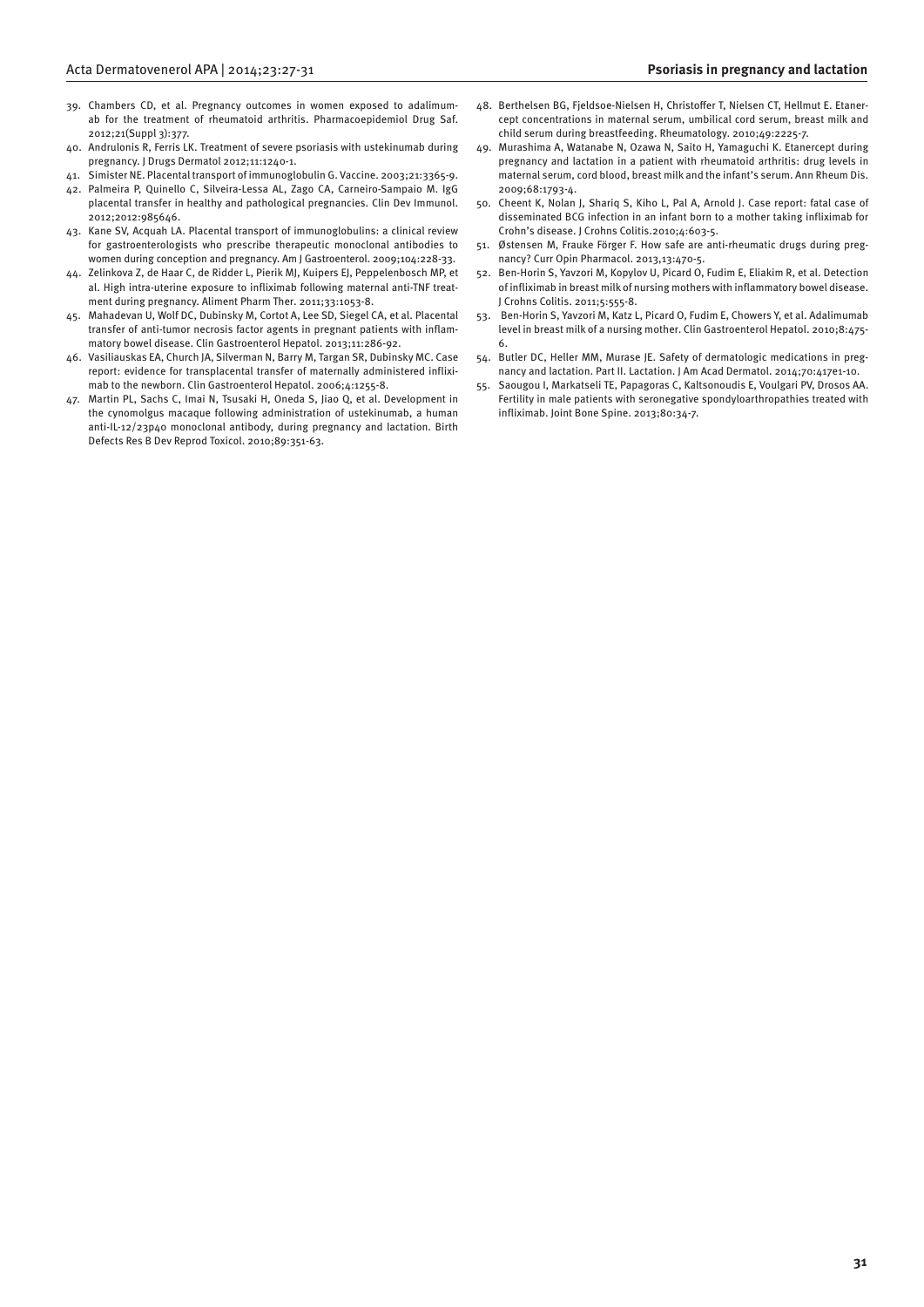39. Chambers CD, et al. Pregnancy outcomes in women exposed to adalimumab for the treatment of rheumatoid arthritis. Pharmacoepidemiol Drug Saf. 2012;21(Suppl 3):377.
40. Andrulonis R, Ferris LK. Treatment of severe psoriasis with ustekinumab during pregnancy. J Drugs Dermatol 2012;11:1240-1.
41. Simister NE. Placental transport of immunoglobulin G. Vaccine. 2003;21:3365-9.
42. Palmeira P, Quinello C, Silveira-Lessa AL, Zago CA, Carneiro-Sampaio M. IgG placental transfer in healthy and pathological pregnancies. Clin Dev Immunol. 2012;2012:985646.
43. Kane SV, Acquah LA. Placental transport of immunoglobulins: a clinical review for gastroenterologists who prescribe therapeutic monoclonal antibodies to women during conception and pregnancy. Am J Gastroenterol. 2009;104:228-33.
44. Zelinkova Z, de Haar C, de Ridder L, Pierik MJ, Kuipers EJ, Peppelenbosch MP, et al. High intra-uterine exposure to infliximab following maternal anti-TNF treatment during pregnancy. Aliment Pharm Ther. 2011;33:1053-8.
45. Mahadevan U, Wolf DC, Dubinsky M, Cortot A, Lee SD, Siegel CA, et al. Placental transfer of anti-tumor necrosis factor agents in pregnant patients with inflammatory bowel disease. Clin Gastroenterol Hepatol. 2013;11:286-92.
46. Vasiliauskas EA, Church JA, Silverman N, Barry M, Targan SR, Dubinsky MC. Case report: evidence for transplacental transfer of maternally administered infliximab to the newborn. Clin Gastroenterol Hepatol. 2006;4:1255-8.
47. Martin PL, Sachs C, Imai N, Tsusaki H, Oneda S, Jiao Q, et al. Development in the cynomolgus macaque following administration of ustekinumab, a human anti-IL-12/23p40 monoclonal antibody, during pregnancy and lactation. Birth Defects Res B Dev Reprod Toxicol. 2010;89:351-63.
48. Berthelsen BG, Fjeldsoe-Nielsen H, Christoffer T, Nielsen CT, Hellmut E. Etanercept concentrations in maternal serum, umbilical cord serum, breast milk and child serum during breastfeeding. Rheumatology. 2010;49:2225-7.
49. Murashima A, Watanabe N, Ozawa N, Saito H, Yamaguchi K. Etanercept during pregnancy and lactation in a patient with rheumatoid arthritis: drug levels in maternal serum, cord blood, breast milk and the infant's serum. Ann Rheum Dis. 2009;68:1793-4.
50. Cheent K, Nolan J, Shariq S, Kiho L, Pal A, Arnold J. Case report: fatal case of disseminated BCG infection in an infant born to a mother taking infliximab for Crohn's disease. J Crohns Colitis.2010;4:603-5.
51. Østensen M, Frauke Förger F. How safe are anti-rheumatic drugs during pregnancy? Curr Opin Pharmacol. 2013,13:470-5.
52. Ben-Horin S, Yavzori M, Kopylov U, Picard O, Fudim E, Eliakim R, et al. Detection of infliximab in breast milk of nursing mothers with inflammatory bowel disease. J Crohns Colitis. 2011;5:555-8.
53. Ben-Horin S, Yavzori M, Katz L, Picard O, Fudim E, Chowers Y, et al. Adalimumab level in breast milk of a nursing mother. Clin Gastroenterol Hepatol. 2010;8:475-6.
54. Butler DC, Heller MM, Murase JE. Safety of dermatologic medications in pregnancy and lactation. Part II. Lactation. J Am Acad Dermatol. 2014;70:417e1-10.
55. Saougou I, Markatseli TE, Papagoras C, Kaltsonoudis E, Voulgari PV, Drosos AA. Fertility in male patients with seronegative spondyloarthropathies treated with infliximab. Joint Bone Spine. 2013;80:34-7.